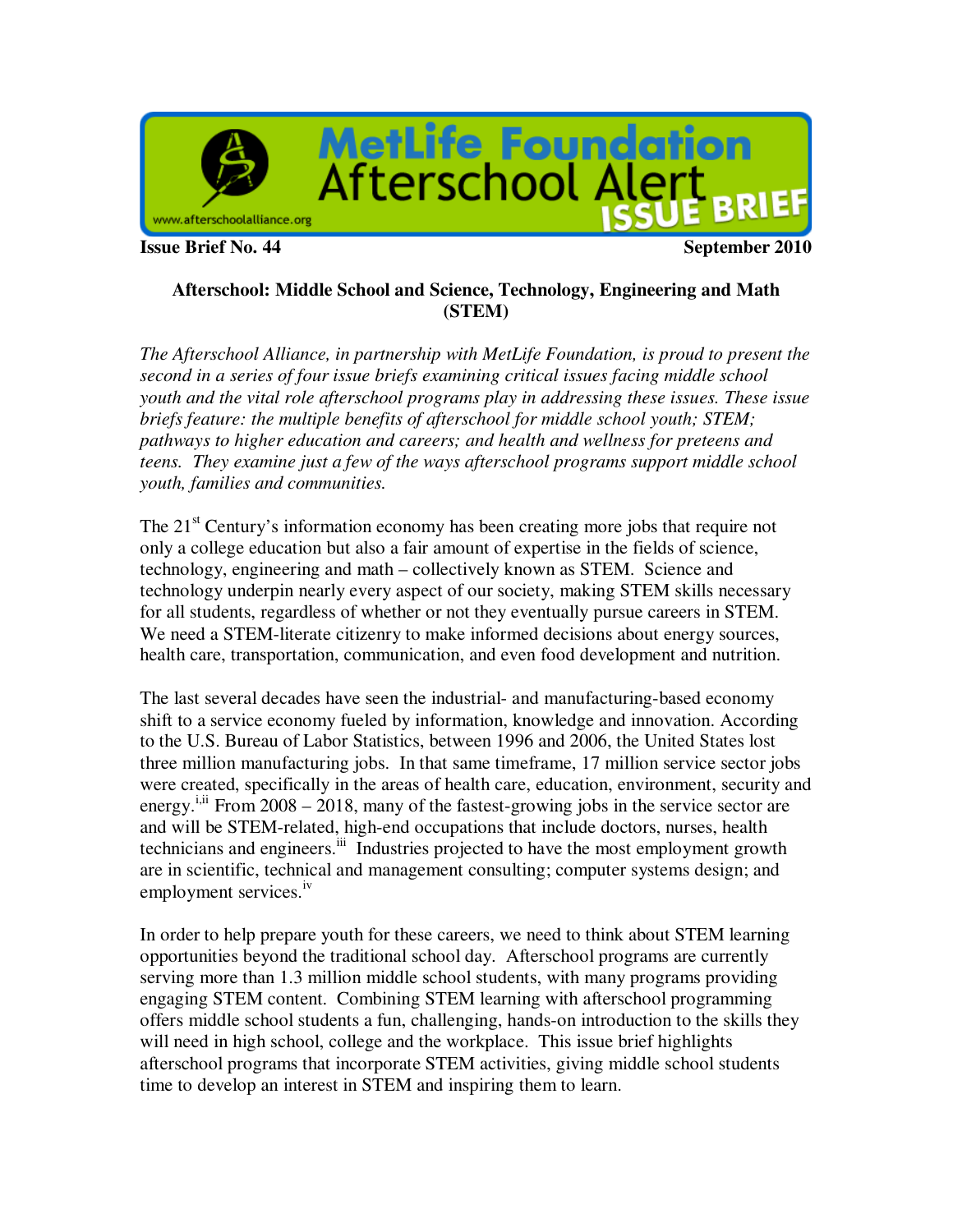MetLife Foundation Afterschool Alert ISSUE BRIEF

www.afterschoolalliance.org

**Issue Brief No. 44** **September 2010**

# Afterschool: Middle School and Science, Technology, Engineering and Math (STEM)

*The Afterschool Alliance, in partnership with MetLife Foundation, is proud to present the second in a series of four issue briefs examining critical issues facing middle school youth and the vital role afterschool programs play in addressing these issues. These issue briefs feature: the multiple benefits of afterschool for middle school youth; STEM; pathways to higher education and careers; and health and wellness for preteens and teens. They examine just a few of the ways afterschool programs support middle school youth, families and communities.*

The 21st Century's information economy has been creating more jobs that require not only a college education but also a fair amount of expertise in the fields of science, technology, engineering and math – collectively known as STEM. Science and technology underpin nearly every aspect of our society, making STEM skills necessary for all students, regardless of whether or not they eventually pursue careers in STEM. We need a STEM-literate citizenry to make informed decisions about energy sources, health care, transportation, communication, and even food development and nutrition.

The last several decades have seen the industrial- and manufacturing-based economy shift to a service economy fueled by information, knowledge and innovation. According to the U.S. Bureau of Labor Statistics, between 1996 and 2006, the United States lost three million manufacturing jobs. In that same timeframe, 17 million service sector jobs were created, specifically in the areas of health care, education, environment, security and energy.[i,ii] From 2008 – 2018, many of the fastest-growing jobs in the service sector are and will be STEM-related, high-end occupations that include doctors, nurses, health technicians and engineers.[iii] Industries projected to have the most employment growth are in scientific, technical and management consulting; computer systems design; and employment services.[iv]

In order to help prepare youth for these careers, we need to think about STEM learning opportunities beyond the traditional school day. Afterschool programs are currently serving more than 1.3 million middle school students, with many programs providing engaging STEM content. Combining STEM learning with afterschool programming offers middle school students a fun, challenging, hands-on introduction to the skills they will need in high school, college and the workplace. This issue brief highlights afterschool programs that incorporate STEM activities, giving middle school students time to develop an interest in STEM and inspiring them to learn.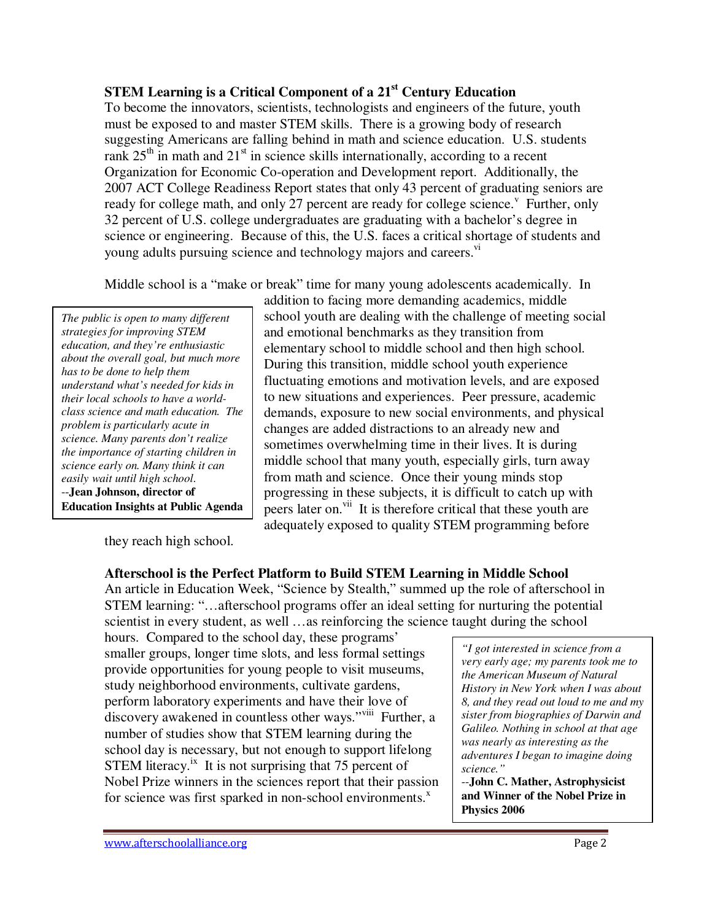## STEM Learning is a Critical Component of a 21st Century Education

To become the innovators, scientists, technologists and engineers of the future, youth must be exposed to and master STEM skills. There is a growing body of research suggesting Americans are falling behind in math and science education. U.S. students rank 25th in math and 21st in science skills internationally, according to a recent Organization for Economic Co-operation and Development report. Additionally, the 2007 ACT College Readiness Report states that only 43 percent of graduating seniors are ready for college math, and only 27 percent are ready for college science.[v] Further, only 32 percent of U.S. college undergraduates are graduating with a bachelor's degree in science or engineering. Because of this, the U.S. faces a critical shortage of students and young adults pursuing science and technology majors and careers.[vi]

Middle school is a "make or break" time for many young adolescents academically. In addition to facing more demanding academics, middle school youth are dealing with the challenge of meeting social and emotional benchmarks as they transition from elementary school to middle school and then high school. During this transition, middle school youth experience fluctuating emotions and motivation levels, and are exposed to new situations and experiences. Peer pressure, academic demands, exposure to new social environments, and physical changes are added distractions to an already new and sometimes overwhelming time in their lives. It is during middle school that many youth, especially girls, turn away from math and science. Once their young minds stop progressing in these subjects, it is difficult to catch up with peers later on.[vii] It is therefore critical that these youth are adequately exposed to quality STEM programming before they reach high school.

> *The public is open to many different strategies for improving STEM education, and they're enthusiastic about the overall goal, but much more has to be done to help them understand what's needed for kids in their local schools to have a world-class science and math education. The problem is particularly acute in science. Many parents don't realize the importance of starting children in science early on. Many think it can easily wait until high school.*
> --**Jean Johnson, director of Education Insights at Public Agenda**

## Afterschool is the Perfect Platform to Build STEM Learning in Middle School

An article in Education Week, "Science by Stealth," summed up the role of afterschool in STEM learning: "…afterschool programs offer an ideal setting for nurturing the potential scientist in every student, as well …as reinforcing the science taught during the school hours. Compared to the school day, these programs' smaller groups, longer time slots, and less formal settings provide opportunities for young people to visit museums, study neighborhood environments, cultivate gardens, perform laboratory experiments and have their love of discovery awakened in countless other ways."[viii] Further, a number of studies show that STEM learning during the school day is necessary, but not enough to support lifelong STEM literacy.[ix] It is not surprising that 75 percent of Nobel Prize winners in the sciences report that their passion for science was first sparked in non-school environments.[x]

> *"I got interested in science from a very early age; my parents took me to the American Museum of Natural History in New York when I was about 8, and they read out loud to me and my sister from biographies of Darwin and Galileo. Nothing in school at that age was nearly as interesting as the adventures I began to imagine doing science."*
> --**John C. Mather, Astrophysicist and Winner of the Nobel Prize in Physics 2006**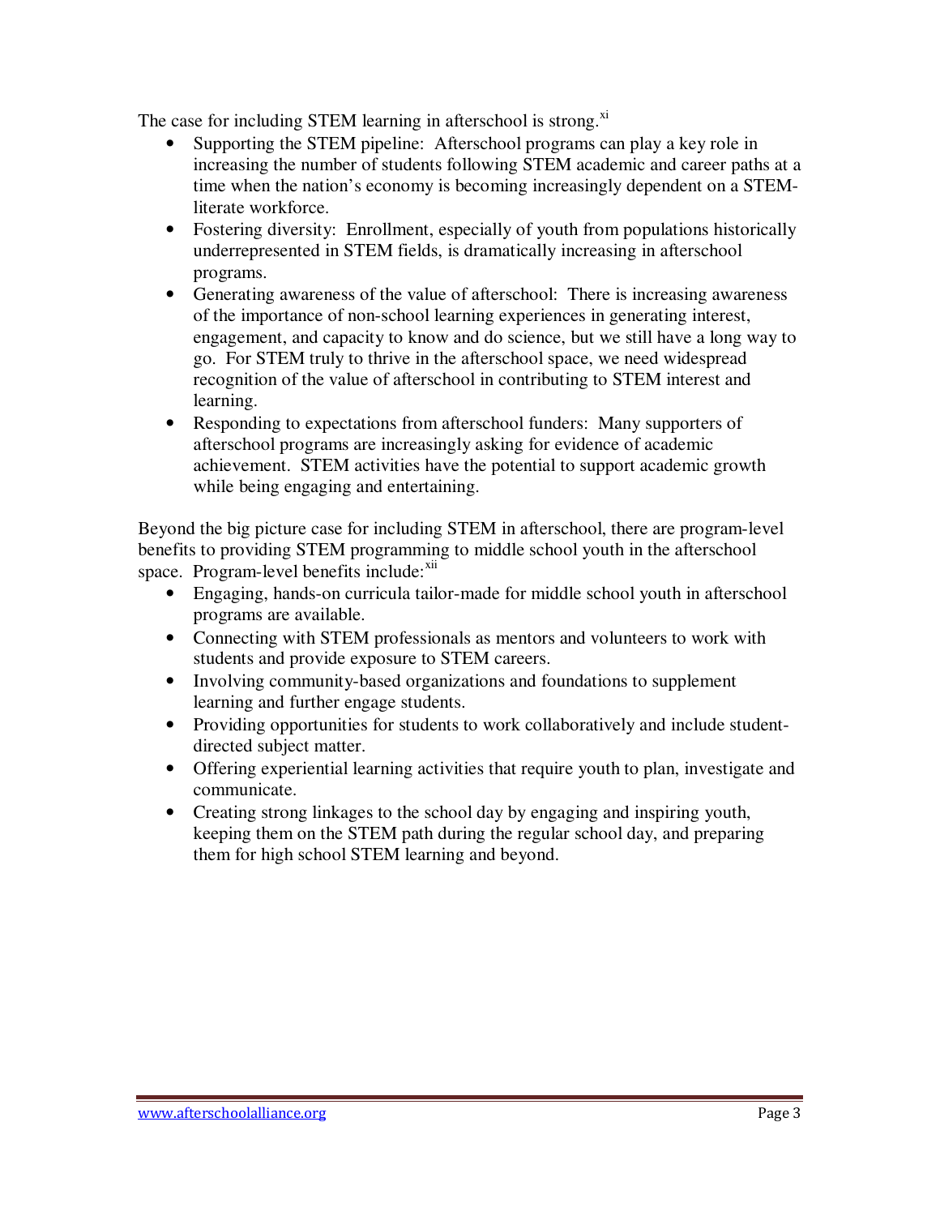The case for including STEM learning in afterschool is strong.[xi]

- Supporting the STEM pipeline: Afterschool programs can play a key role in increasing the number of students following STEM academic and career paths at a time when the nation's economy is becoming increasingly dependent on a STEM-literate workforce.
- Fostering diversity: Enrollment, especially of youth from populations historically underrepresented in STEM fields, is dramatically increasing in afterschool programs.
- Generating awareness of the value of afterschool: There is increasing awareness of the importance of non-school learning experiences in generating interest, engagement, and capacity to know and do science, but we still have a long way to go. For STEM truly to thrive in the afterschool space, we need widespread recognition of the value of afterschool in contributing to STEM interest and learning.
- Responding to expectations from afterschool funders: Many supporters of afterschool programs are increasingly asking for evidence of academic achievement. STEM activities have the potential to support academic growth while being engaging and entertaining.

Beyond the big picture case for including STEM in afterschool, there are program-level benefits to providing STEM programming to middle school youth in the afterschool space. Program-level benefits include:[xii]

- Engaging, hands-on curricula tailor-made for middle school youth in afterschool programs are available.
- Connecting with STEM professionals as mentors and volunteers to work with students and provide exposure to STEM careers.
- Involving community-based organizations and foundations to supplement learning and further engage students.
- Providing opportunities for students to work collaboratively and include student-directed subject matter.
- Offering experiential learning activities that require youth to plan, investigate and communicate.
- Creating strong linkages to the school day by engaging and inspiring youth, keeping them on the STEM path during the regular school day, and preparing them for high school STEM learning and beyond.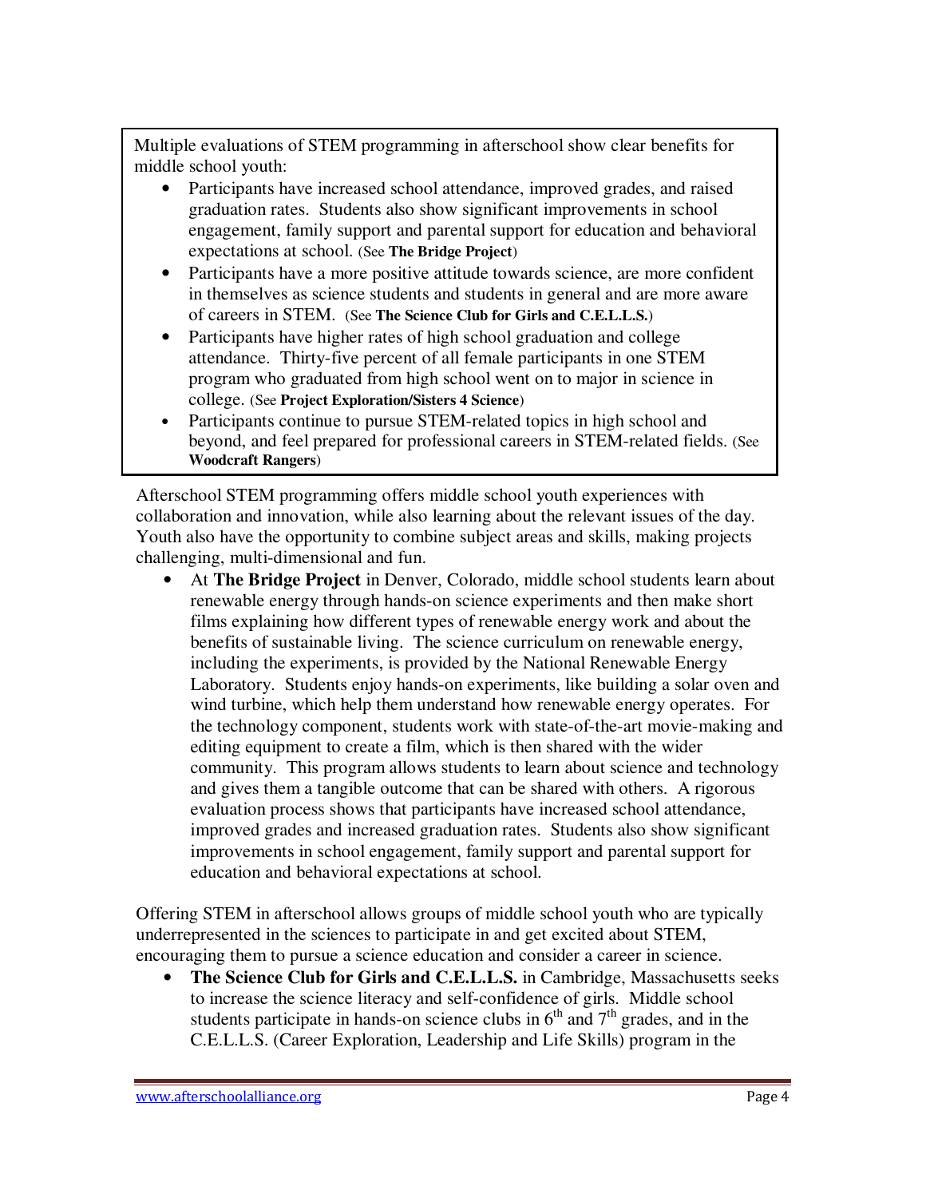Multiple evaluations of STEM programming in afterschool show clear benefits for middle school youth:

- Participants have increased school attendance, improved grades, and raised graduation rates. Students also show significant improvements in school engagement, family support and parental support for education and behavioral expectations at school. (See **The Bridge Project**)
- Participants have a more positive attitude towards science, are more confident in themselves as science students and students in general and are more aware of careers in STEM. (See **The Science Club for Girls and C.E.L.L.S.**)
- Participants have higher rates of high school graduation and college attendance. Thirty-five percent of all female participants in one STEM program who graduated from high school went on to major in science in college. (See **Project Exploration/Sisters 4 Science**)
- Participants continue to pursue STEM-related topics in high school and beyond, and feel prepared for professional careers in STEM-related fields. (See **Woodcraft Rangers**)

Afterschool STEM programming offers middle school youth experiences with collaboration and innovation, while also learning about the relevant issues of the day. Youth also have the opportunity to combine subject areas and skills, making projects challenging, multi-dimensional and fun.

- At **The Bridge Project** in Denver, Colorado, middle school students learn about renewable energy through hands-on science experiments and then make short films explaining how different types of renewable energy work and about the benefits of sustainable living. The science curriculum on renewable energy, including the experiments, is provided by the National Renewable Energy Laboratory. Students enjoy hands-on experiments, like building a solar oven and wind turbine, which help them understand how renewable energy operates. For the technology component, students work with state-of-the-art movie-making and editing equipment to create a film, which is then shared with the wider community. This program allows students to learn about science and technology and gives them a tangible outcome that can be shared with others. A rigorous evaluation process shows that participants have increased school attendance, improved grades and increased graduation rates. Students also show significant improvements in school engagement, family support and parental support for education and behavioral expectations at school.

Offering STEM in afterschool allows groups of middle school youth who are typically underrepresented in the sciences to participate in and get excited about STEM, encouraging them to pursue a science education and consider a career in science.

- **The Science Club for Girls and C.E.L.L.S.** in Cambridge, Massachusetts seeks to increase the science literacy and self-confidence of girls. Middle school students participate in hands-on science clubs in 6th and 7th grades, and in the C.E.L.L.S. (Career Exploration, Leadership and Life Skills) program in the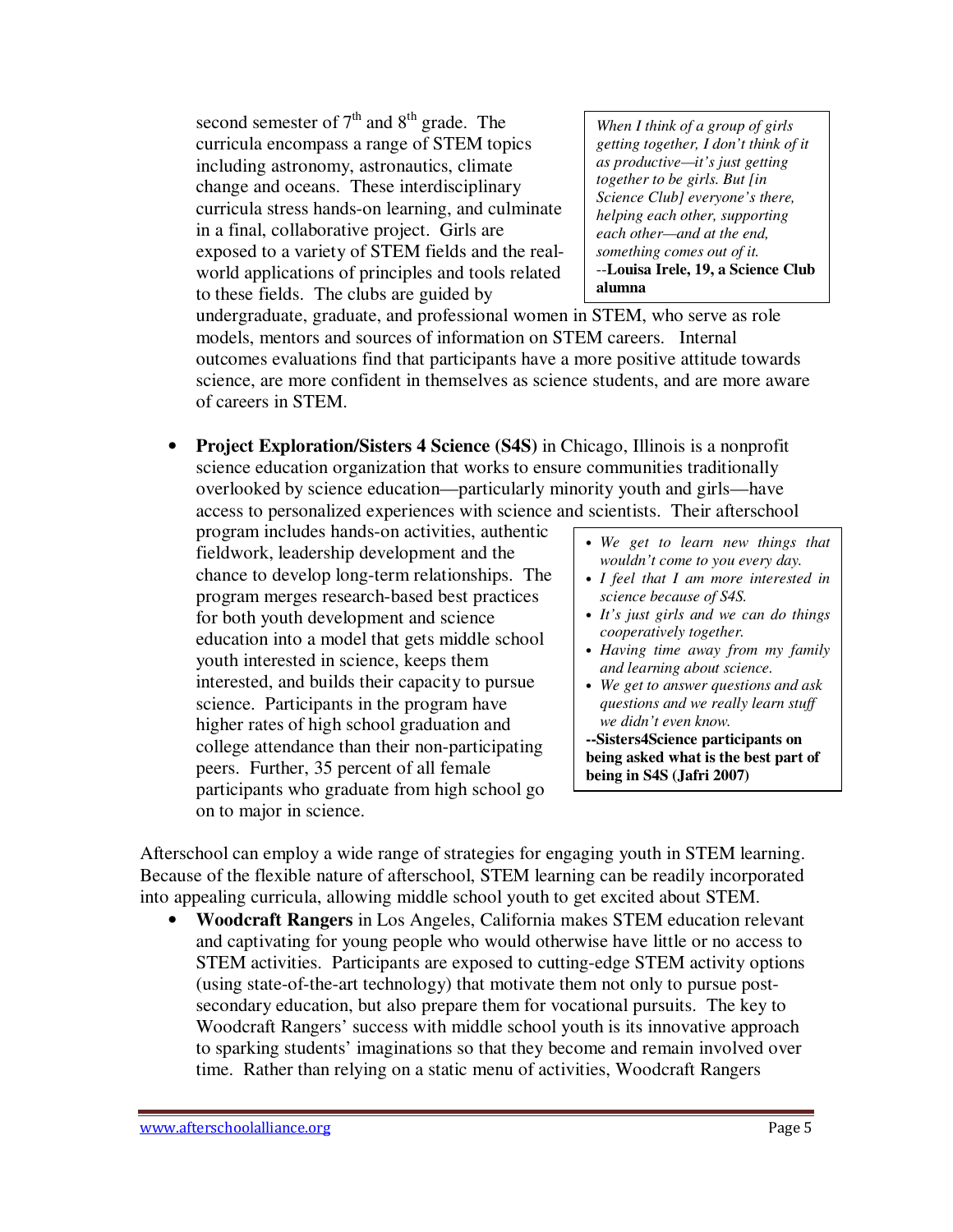second semester of 7th and 8th grade. The curricula encompass a range of STEM topics including astronomy, astronautics, climate change and oceans. These interdisciplinary curricula stress hands-on learning, and culminate in a final, collaborative project. Girls are exposed to a variety of STEM fields and the real-world applications of principles and tools related to these fields. The clubs are guided by undergraduate, graduate, and professional women in STEM, who serve as role models, mentors and sources of information on STEM careers. Internal outcomes evaluations find that participants have a more positive attitude towards science, are more confident in themselves as science students, and are more aware of careers in STEM.

> *When I think of a group of girls getting together, I don't think of it as productive—it's just getting together to be girls. But [in Science Club] everyone's there, helping each other, supporting each other—and at the end, something comes out of it.*
> --**Louisa Irele, 19, a Science Club alumna**

- **Project Exploration/Sisters 4 Science (S4S)** in Chicago, Illinois is a nonprofit science education organization that works to ensure communities traditionally overlooked by science education—particularly minority youth and girls—have access to personalized experiences with science and scientists. Their afterschool program includes hands-on activities, authentic fieldwork, leadership development and the chance to develop long-term relationships. The program merges research-based best practices for both youth development and science education into a model that gets middle school youth interested in science, keeps them interested, and builds their capacity to pursue science. Participants in the program have higher rates of high school graduation and college attendance than their non-participating peers. Further, 35 percent of all female participants who graduate from high school go on to major in science.

> - *We get to learn new things that wouldn't come to you every day.*
> - *I feel that I am more interested in science because of S4S.*
> - *It's just girls and we can do things cooperatively together.*
> - *Having time away from my family and learning about science.*
> - *We get to answer questions and ask questions and we really learn stuff we didn't even know.*
>
> **--Sisters4Science participants on being asked what is the best part of being in S4S (Jafri 2007)**

Afterschool can employ a wide range of strategies for engaging youth in STEM learning. Because of the flexible nature of afterschool, STEM learning can be readily incorporated into appealing curricula, allowing middle school youth to get excited about STEM.

- **Woodcraft Rangers** in Los Angeles, California makes STEM education relevant and captivating for young people who would otherwise have little or no access to STEM activities. Participants are exposed to cutting-edge STEM activity options (using state-of-the-art technology) that motivate them not only to pursue post-secondary education, but also prepare them for vocational pursuits. The key to Woodcraft Rangers' success with middle school youth is its innovative approach to sparking students' imaginations so that they become and remain involved over time. Rather than relying on a static menu of activities, Woodcraft Rangers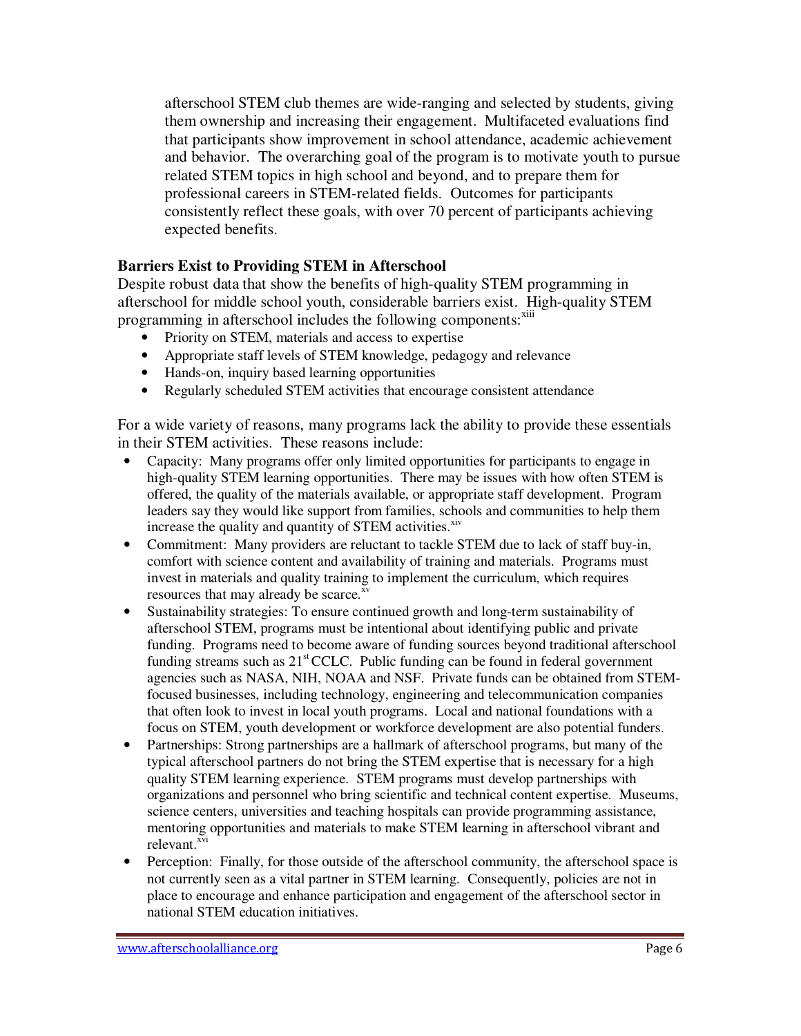afterschool STEM club themes are wide-ranging and selected by students, giving them ownership and increasing their engagement. Multifaceted evaluations find that participants show improvement in school attendance, academic achievement and behavior. The overarching goal of the program is to motivate youth to pursue related STEM topics in high school and beyond, and to prepare them for professional careers in STEM-related fields. Outcomes for participants consistently reflect these goals, with over 70 percent of participants achieving expected benefits.

**Barriers Exist to Providing STEM in Afterschool**

Despite robust data that show the benefits of high-quality STEM programming in afterschool for middle school youth, considerable barriers exist. High-quality STEM programming in afterschool includes the following components:[xiii]

- Priority on STEM, materials and access to expertise
- Appropriate staff levels of STEM knowledge, pedagogy and relevance
- Hands-on, inquiry based learning opportunities
- Regularly scheduled STEM activities that encourage consistent attendance

For a wide variety of reasons, many programs lack the ability to provide these essentials in their STEM activities. These reasons include:

- Capacity: Many programs offer only limited opportunities for participants to engage in high-quality STEM learning opportunities. There may be issues with how often STEM is offered, the quality of the materials available, or appropriate staff development. Program leaders say they would like support from families, schools and communities to help them increase the quality and quantity of STEM activities.[xiv]
- Commitment: Many providers are reluctant to tackle STEM due to lack of staff buy-in, comfort with science content and availability of training and materials. Programs must invest in materials and quality training to implement the curriculum, which requires resources that may already be scarce.[xv]
- Sustainability strategies: To ensure continued growth and long-term sustainability of afterschool STEM, programs must be intentional about identifying public and private funding. Programs need to become aware of funding sources beyond traditional afterschool funding streams such as 21st CCLC. Public funding can be found in federal government agencies such as NASA, NIH, NOAA and NSF. Private funds can be obtained from STEM-focused businesses, including technology, engineering and telecommunication companies that often look to invest in local youth programs. Local and national foundations with a focus on STEM, youth development or workforce development are also potential funders.
- Partnerships: Strong partnerships are a hallmark of afterschool programs, but many of the typical afterschool partners do not bring the STEM expertise that is necessary for a high quality STEM learning experience. STEM programs must develop partnerships with organizations and personnel who bring scientific and technical content expertise. Museums, science centers, universities and teaching hospitals can provide programming assistance, mentoring opportunities and materials to make STEM learning in afterschool vibrant and relevant.[xvi]
- Perception: Finally, for those outside of the afterschool community, the afterschool space is not currently seen as a vital partner in STEM learning. Consequently, policies are not in place to encourage and enhance participation and engagement of the afterschool sector in national STEM education initiatives.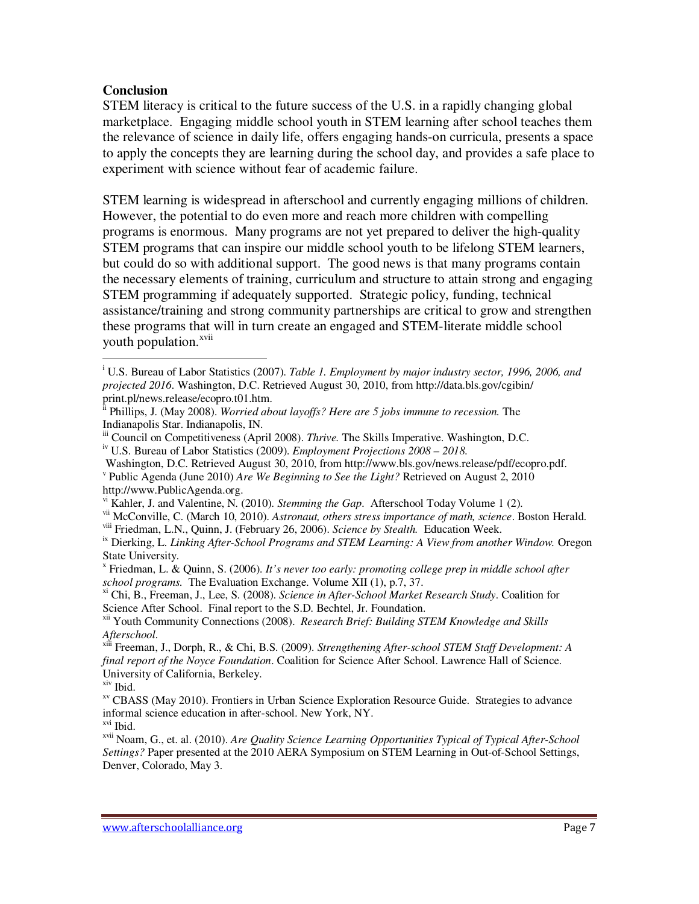**Conclusion**

STEM literacy is critical to the future success of the U.S. in a rapidly changing global marketplace. Engaging middle school youth in STEM learning after school teaches them the relevance of science in daily life, offers engaging hands-on curricula, presents a space to apply the concepts they are learning during the school day, and provides a safe place to experiment with science without fear of academic failure.

STEM learning is widespread in afterschool and currently engaging millions of children. However, the potential to do even more and reach more children with compelling programs is enormous. Many programs are not yet prepared to deliver the high-quality STEM programs that can inspire our middle school youth to be lifelong STEM learners, but could do so with additional support. The good news is that many programs contain the necessary elements of training, curriculum and structure to attain strong and engaging STEM programming if adequately supported. Strategic policy, funding, technical assistance/training and strong community partnerships are critical to grow and strengthen these programs that will in turn create an engaged and STEM-literate middle school youth population.[xvii]

---

[i] U.S. Bureau of Labor Statistics (2007). *Table 1. Employment by major industry sector, 1996, 2006, and projected 2016*. Washington, D.C. Retrieved August 30, 2010, from http://data.bls.gov/cgibin/print.pl/news.release/ecopro.t01.htm.

[ii] Phillips, J. (May 2008). *Worried about layoffs? Here are 5 jobs immune to recession.* The Indianapolis Star. Indianapolis, IN.

[iii] Council on Competitiveness (April 2008). *Thrive.* The Skills Imperative. Washington, D.C.

[iv] U.S. Bureau of Labor Statistics (2009). *Employment Projections 2008 – 2018.* Washington, D.C. Retrieved August 30, 2010, from http://www.bls.gov/news.release/pdf/ecopro.pdf.

[v] Public Agenda (June 2010) *Are We Beginning to See the Light?* Retrieved on August 2, 2010 http://www.PublicAgenda.org.

[vi] Kahler, J. and Valentine, N. (2010). *Stemming the Gap*. Afterschool Today Volume 1 (2).

[vii] McConville, C. (March 10, 2010). *Astronaut, others stress importance of math, science*. Boston Herald.

[viii] Friedman, L.N., Quinn, J. (February 26, 2006). *Science by Stealth.* Education Week.

[ix] Dierking, L. *Linking After-School Programs and STEM Learning: A View from another Window.* Oregon State University.

[x] Friedman, L. & Quinn, S. (2006). *It's never too early: promoting college prep in middle school after school programs.* The Evaluation Exchange. Volume XII (1), p.7, 37.

[xi] Chi, B., Freeman, J., Lee, S. (2008). *Science in After-School Market Research Study*. Coalition for Science After School. Final report to the S.D. Bechtel, Jr. Foundation.

[xii] Youth Community Connections (2008). *Research Brief: Building STEM Knowledge and Skills Afterschool*.

[xiii] Freeman, J., Dorph, R., & Chi, B.S. (2009). *Strengthening After-school STEM Staff Development: A final report of the Noyce Foundation*. Coalition for Science After School. Lawrence Hall of Science. University of California, Berkeley.

[xiv] Ibid.

[xv] CBASS (May 2010). Frontiers in Urban Science Exploration Resource Guide. Strategies to advance informal science education in after-school. New York, NY.

[xvi] Ibid.

[xvii] Noam, G., et. al. (2010). *Are Quality Science Learning Opportunities Typical of Typical After-School Settings?* Paper presented at the 2010 AERA Symposium on STEM Learning in Out-of-School Settings, Denver, Colorado, May 3.